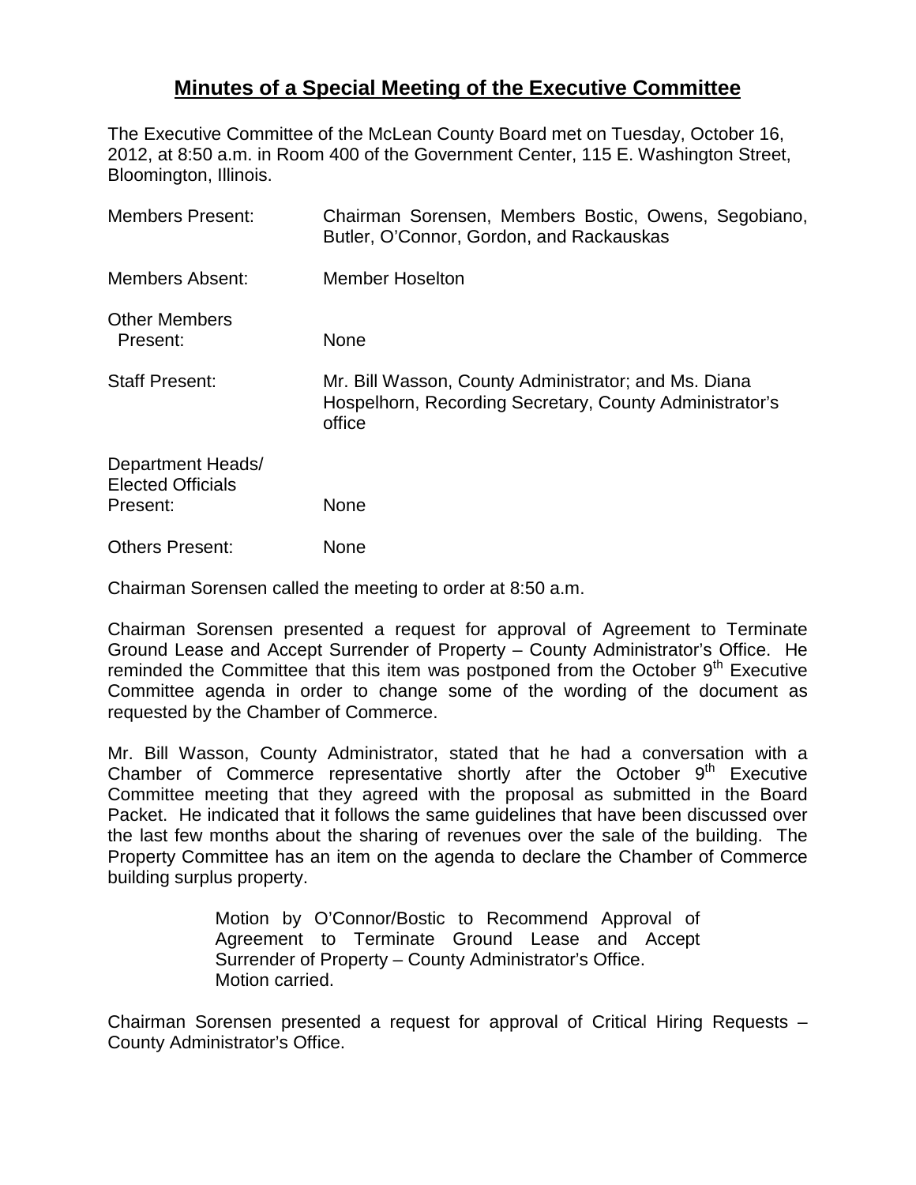# **Minutes of a Special Meeting of the Executive Committee**

The Executive Committee of the McLean County Board met on Tuesday, October 16, 2012, at 8:50 a.m. in Room 400 of the Government Center, 115 E. Washington Street, Bloomington, Illinois.

| | |
|---|---|
| Members Present: | Chairman Sorensen, Members Bostic, Owens, Segobiano, Butler, O'Connor, Gordon, and Rackauskas |
| Members Absent: | Member Hoselton |
| Other Members Present: | None |
| Staff Present: | Mr. Bill Wasson, County Administrator; and Ms. Diana Hospelhorn, Recording Secretary, County Administrator's office |
| Department Heads/ Elected Officials Present: | None |
| Others Present: | None |

Chairman Sorensen called the meeting to order at 8:50 a.m.

Chairman Sorensen presented a request for approval of Agreement to Terminate Ground Lease and Accept Surrender of Property – County Administrator's Office. He reminded the Committee that this item was postponed from the October 9th Executive Committee agenda in order to change some of the wording of the document as requested by the Chamber of Commerce.

Mr. Bill Wasson, County Administrator, stated that he had a conversation with a Chamber of Commerce representative shortly after the October 9th Executive Committee meeting that they agreed with the proposal as submitted in the Board Packet. He indicated that it follows the same guidelines that have been discussed over the last few months about the sharing of revenues over the sale of the building. The Property Committee has an item on the agenda to declare the Chamber of Commerce building surplus property.

> Motion by O'Connor/Bostic to Recommend Approval of Agreement to Terminate Ground Lease and Accept Surrender of Property – County Administrator's Office.
> Motion carried.

Chairman Sorensen presented a request for approval of Critical Hiring Requests – County Administrator's Office.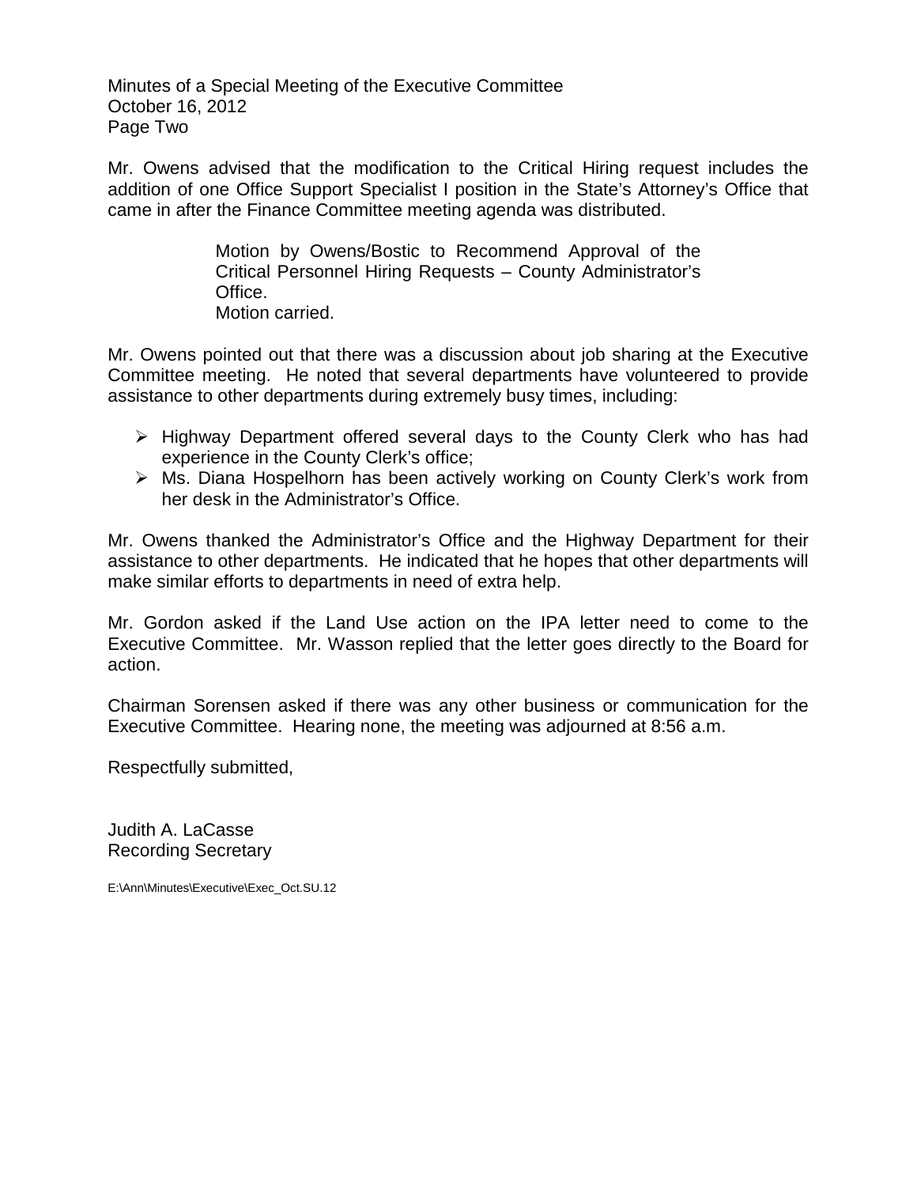Mr. Owens advised that the modification to the Critical Hiring request includes the addition of one Office Support Specialist I position in the State's Attorney's Office that came in after the Finance Committee meeting agenda was distributed.

> Motion by Owens/Bostic to Recommend Approval of the Critical Personnel Hiring Requests – County Administrator's Office.
> Motion carried.

Mr. Owens pointed out that there was a discussion about job sharing at the Executive Committee meeting. He noted that several departments have volunteered to provide assistance to other departments during extremely busy times, including:

- Highway Department offered several days to the County Clerk who has had experience in the County Clerk's office;
- Ms. Diana Hospelhorn has been actively working on County Clerk's work from her desk in the Administrator's Office.

Mr. Owens thanked the Administrator's Office and the Highway Department for their assistance to other departments. He indicated that he hopes that other departments will make similar efforts to departments in need of extra help.

Mr. Gordon asked if the Land Use action on the IPA letter need to come to the Executive Committee. Mr. Wasson replied that the letter goes directly to the Board for action.

Chairman Sorensen asked if there was any other business or communication for the Executive Committee. Hearing none, the meeting was adjourned at 8:56 a.m.

Respectfully submitted,

Judith A. LaCasse
Recording Secretary

E:\Ann\Minutes\Executive\Exec_Oct.SU.12